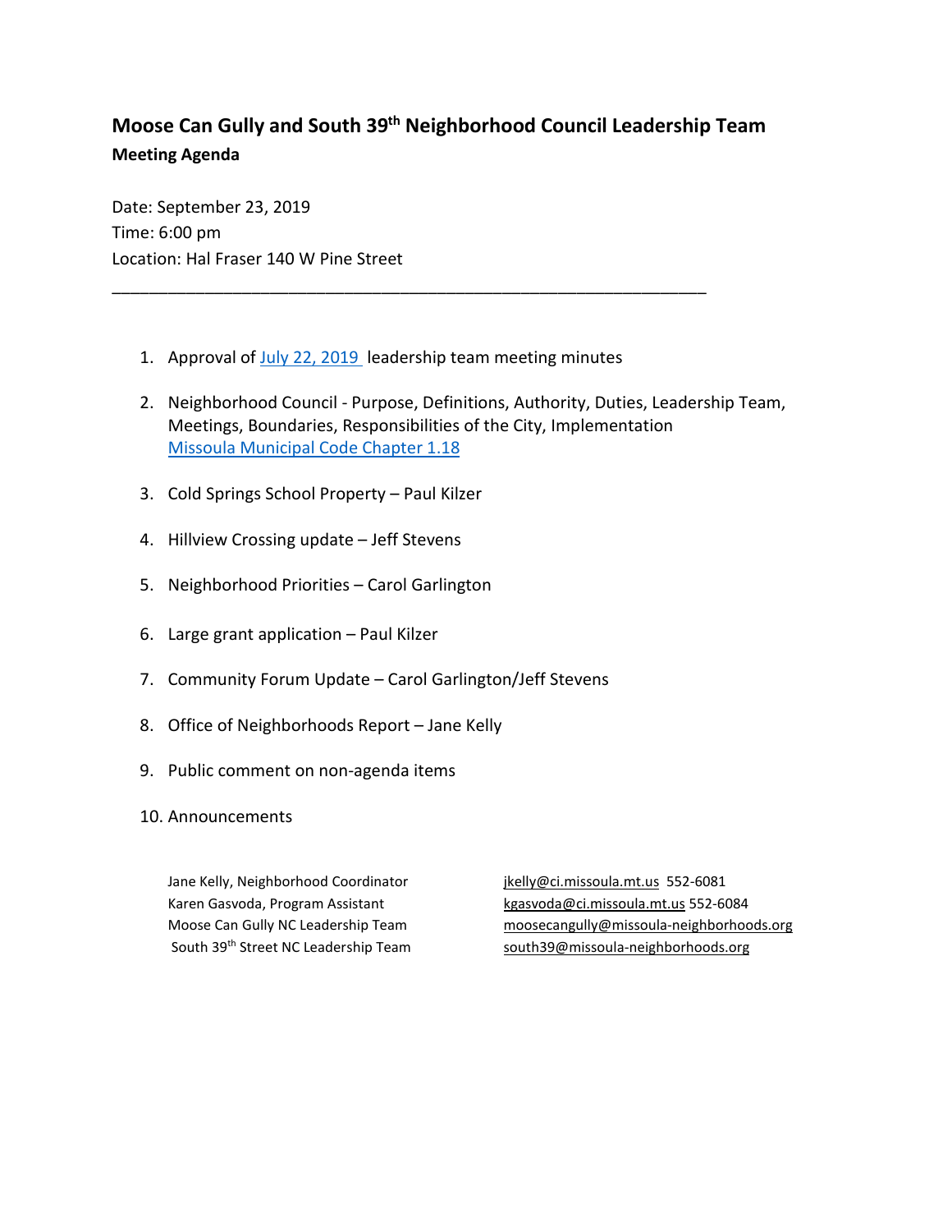# Moose Can Gully and South 39th Neighborhood Council Leadership Team

**Meeting Agenda**

Date: September 23, 2019
Time: 6:00 pm
Location: Hal Fraser 140 W Pine Street

---

1. Approval of July 22, 2019 leadership team meeting minutes
2. Neighborhood Council - Purpose, Definitions, Authority, Duties, Leadership Team, Meetings, Boundaries, Responsibilities of the City, Implementation
   Missoula Municipal Code Chapter 1.18
3. Cold Springs School Property – Paul Kilzer
4. Hillview Crossing update – Jeff Stevens
5. Neighborhood Priorities – Carol Garlington
6. Large grant application – Paul Kilzer
7. Community Forum Update – Carol Garlington/Jeff Stevens
8. Office of Neighborhoods Report – Jane Kelly
9. Public comment on non-agenda items
10. Announcements

| | |
|---|---|
| Jane Kelly, Neighborhood Coordinator | jkelly@ci.missoula.mt.us 552-6081 |
| Karen Gasvoda, Program Assistant | kgasvoda@ci.missoula.mt.us 552-6084 |
| Moose Can Gully NC Leadership Team | moosecangully@missoula-neighborhoods.org |
| South 39th Street NC Leadership Team | south39@missoula-neighborhoods.org |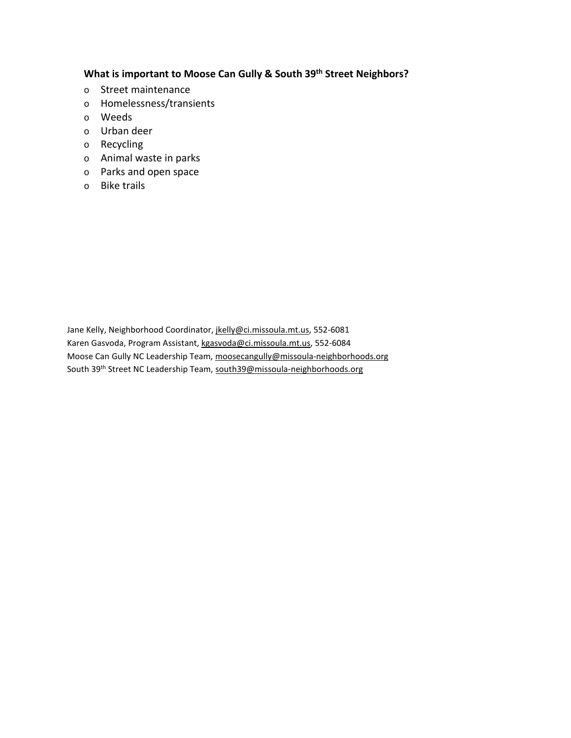**What is important to Moose Can Gully & South 39th Street Neighbors?**

- Street maintenance
- Homelessness/transients
- Weeds
- Urban deer
- Recycling
- Animal waste in parks
- Parks and open space
- Bike trails

Jane Kelly, Neighborhood Coordinator, jkelly@ci.missoula.mt.us, 552-6081
Karen Gasvoda, Program Assistant, kgasvoda@ci.missoula.mt.us, 552-6084
Moose Can Gully NC Leadership Team, moosecangully@missoula-neighborhoods.org
South 39th Street NC Leadership Team, south39@missoula-neighborhoods.org